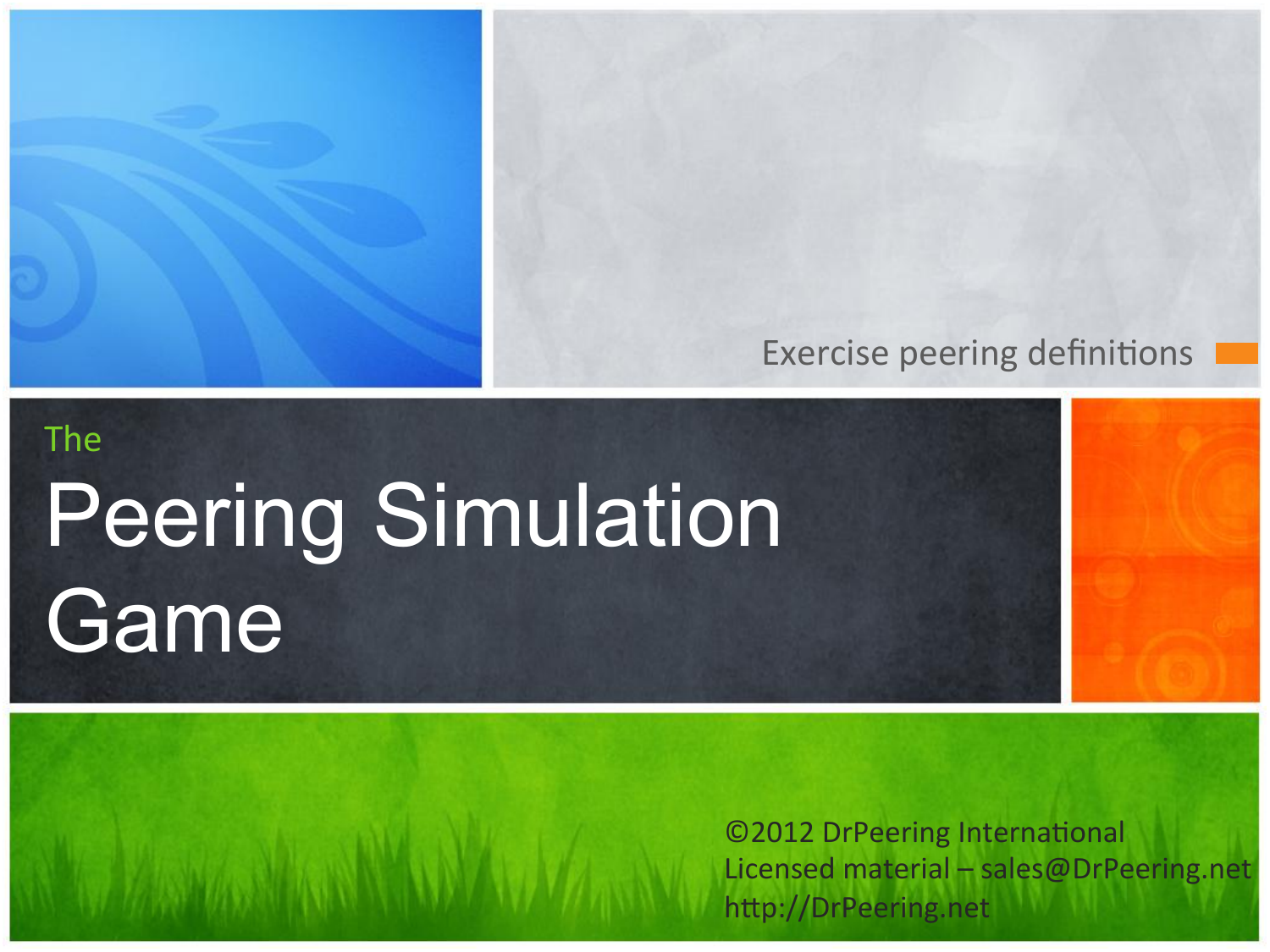Exercise peering definitions

The

# Peering Simulation Game

©2012 DrPeering International
Licensed material – sales@DrPeering.net
http://DrPeering.net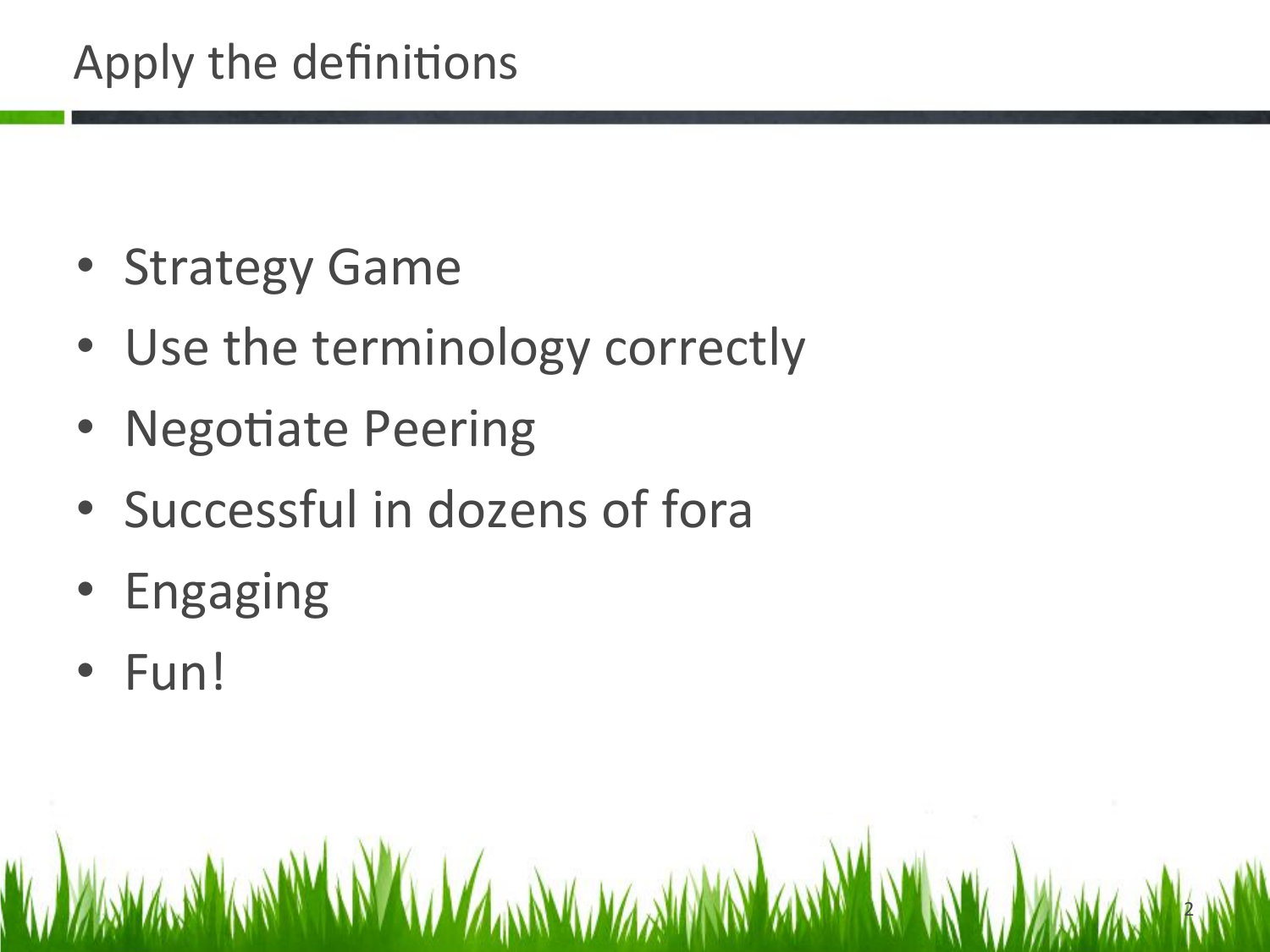# Apply the definitions

- Strategy Game
- Use the terminology correctly
- Negotiate Peering
- Successful in dozens of fora
- Engaging
- Fun!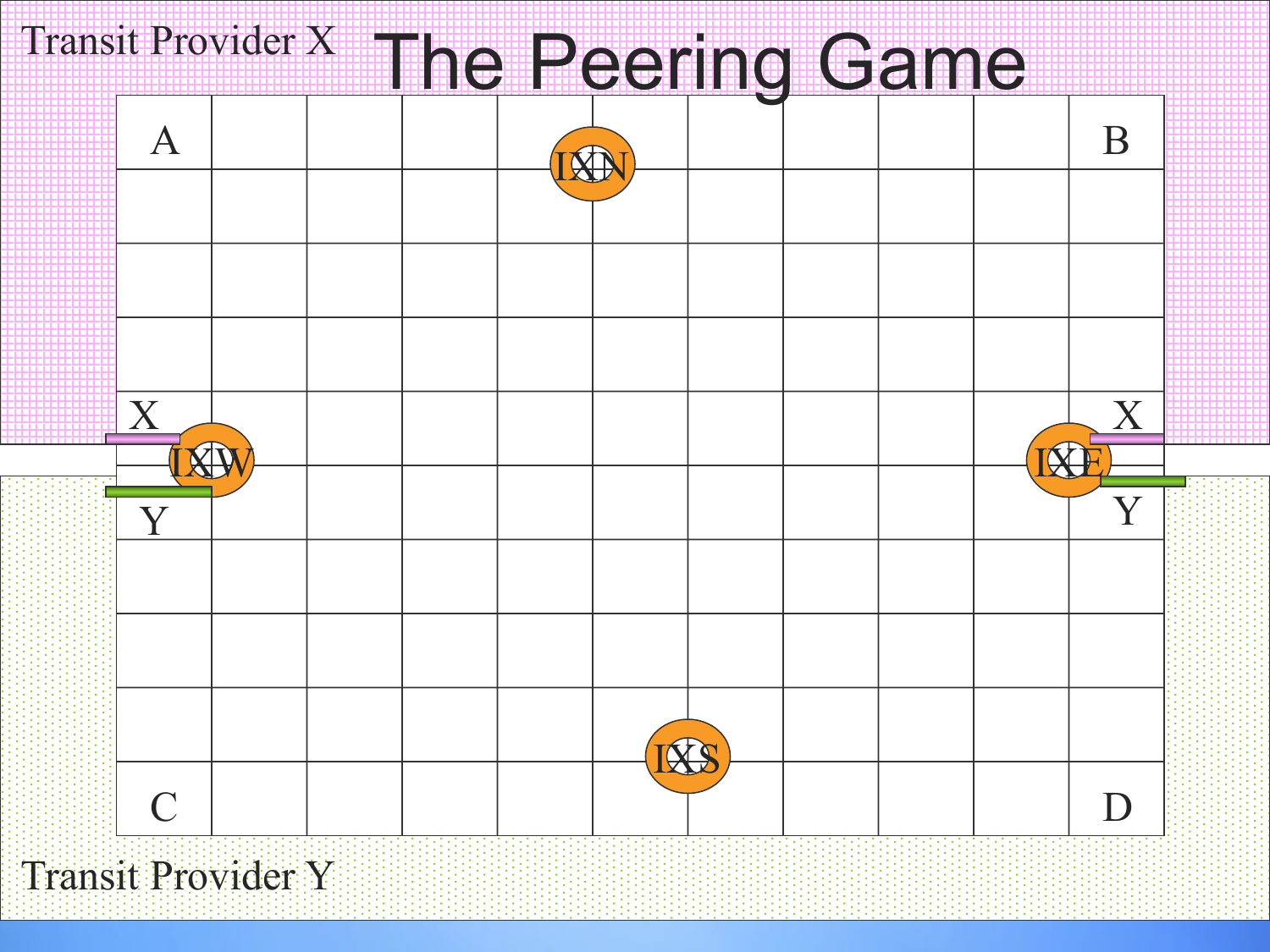# The Peering Game

Transit Provider X

A

B

IXN

X

IXW

Y

X

IXE

Y

IXS

C

D

Transit Provider Y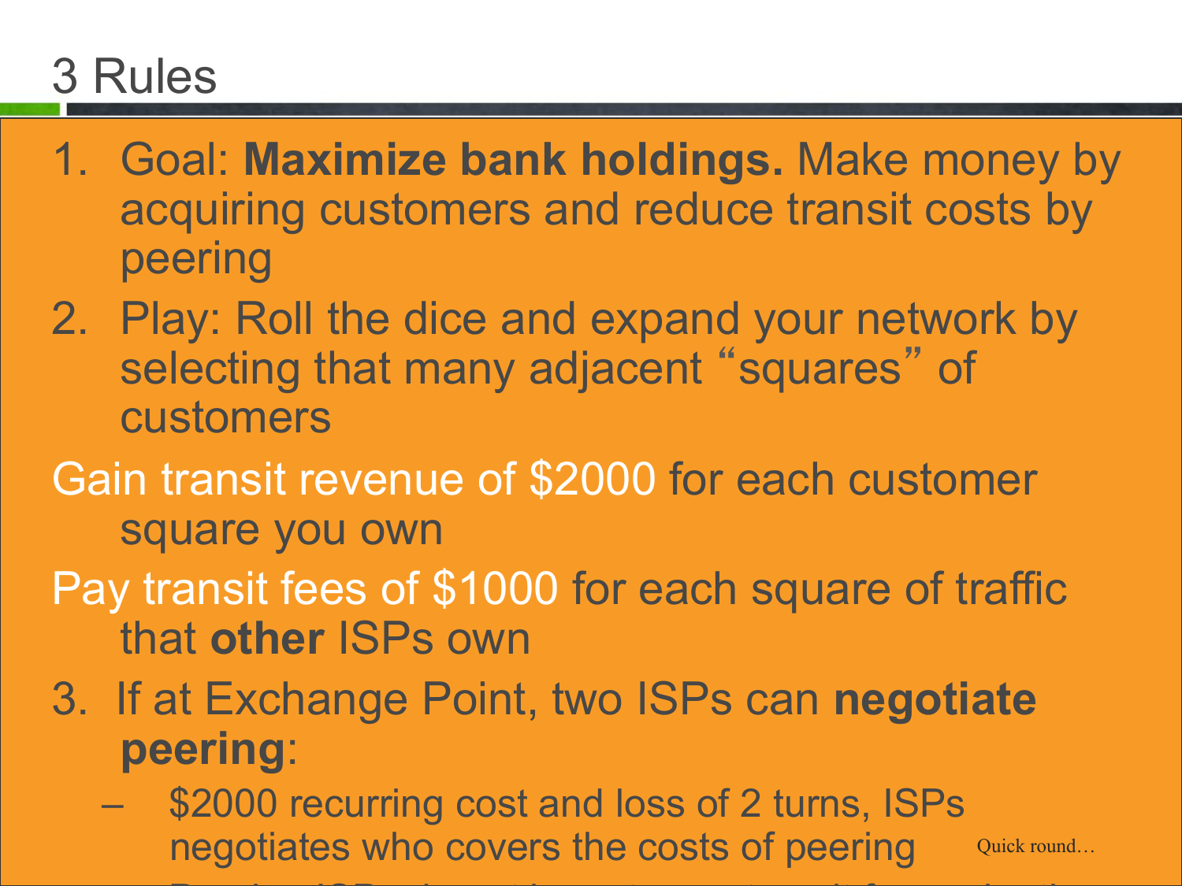# 3 Rules

1. Goal: **Maximize bank holdings.** Make money by acquiring customers and reduce transit costs by peering
2. Play: Roll the dice and expand your network by selecting that many adjacent "squares" of customers

Gain transit revenue of $2000 for each customer square you own

Pay transit fees of $1000 for each square of traffic that **other** ISPs own

3. If at Exchange Point, two ISPs can **negotiate peering**:
   - $2000 recurring cost and loss of 2 turns, ISPs negotiates who covers the costs of peering

Quick round…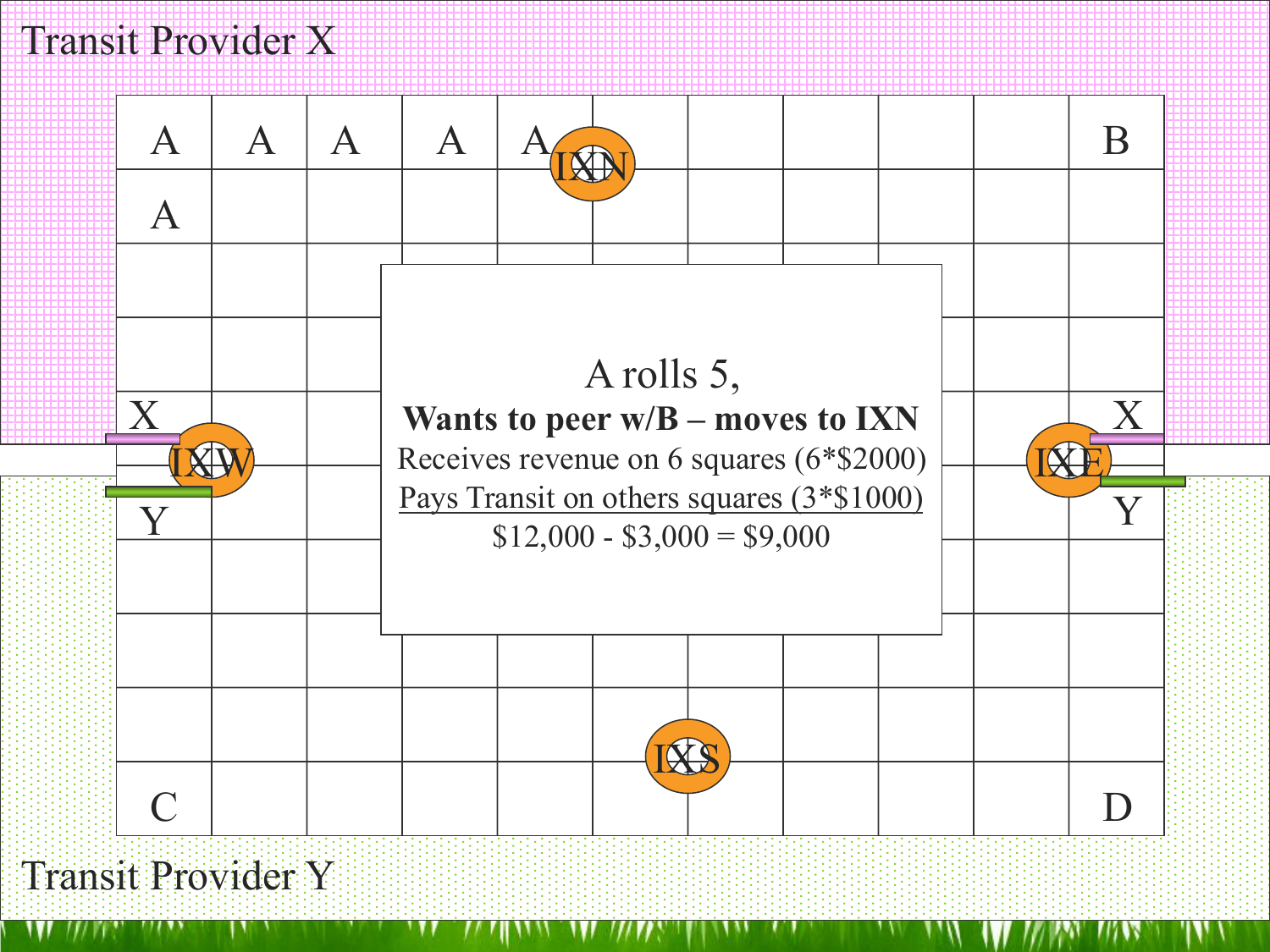Transit Provider X

A A A A A IXN B

A

X IXW Y

X IXE Y

A rolls 5,

**Wants to peer w/B – moves to IXN**

Receives revenue on 6 squares (6*$2000)

Pays Transit on others squares (3*$1000)

$12,000 - $3,000 = $9,000

IXS

C D

Transit Provider Y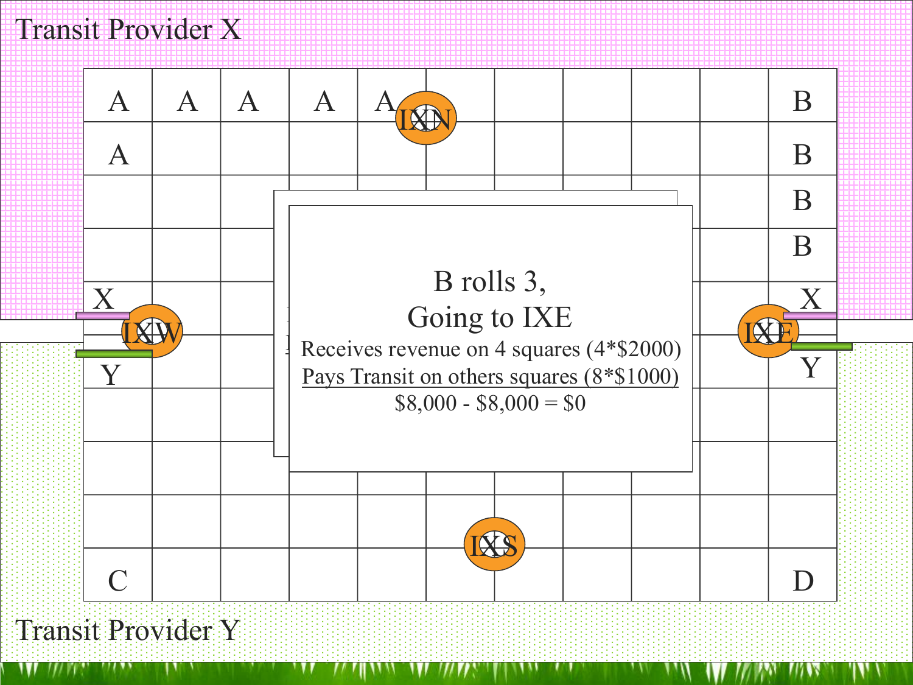Transit Provider X

| A | A | A | A | A | | | | | | B |
|---|---|---|---|---|---|---|---|---|---|---|
| A | | | | | | | | | | B |
| | | | | | | | | | | B |
| | | | | | | | | | | B |
| X | | | | | | | | | | X |
| Y | | | | | | | | | | Y |
| | | | | | | | | | | |
| | | | | | | | | | | |
| | | | | | | | | | | |
| C | | | | | | | | | | D |

IXN

IXW

IXE

IXS

B rolls 3,

Going to IXE

Receives revenue on 4 squares (4*$2000)

Pays Transit on others squares (8*$1000)

$8,000 - $8,000 = $0

Transit Provider Y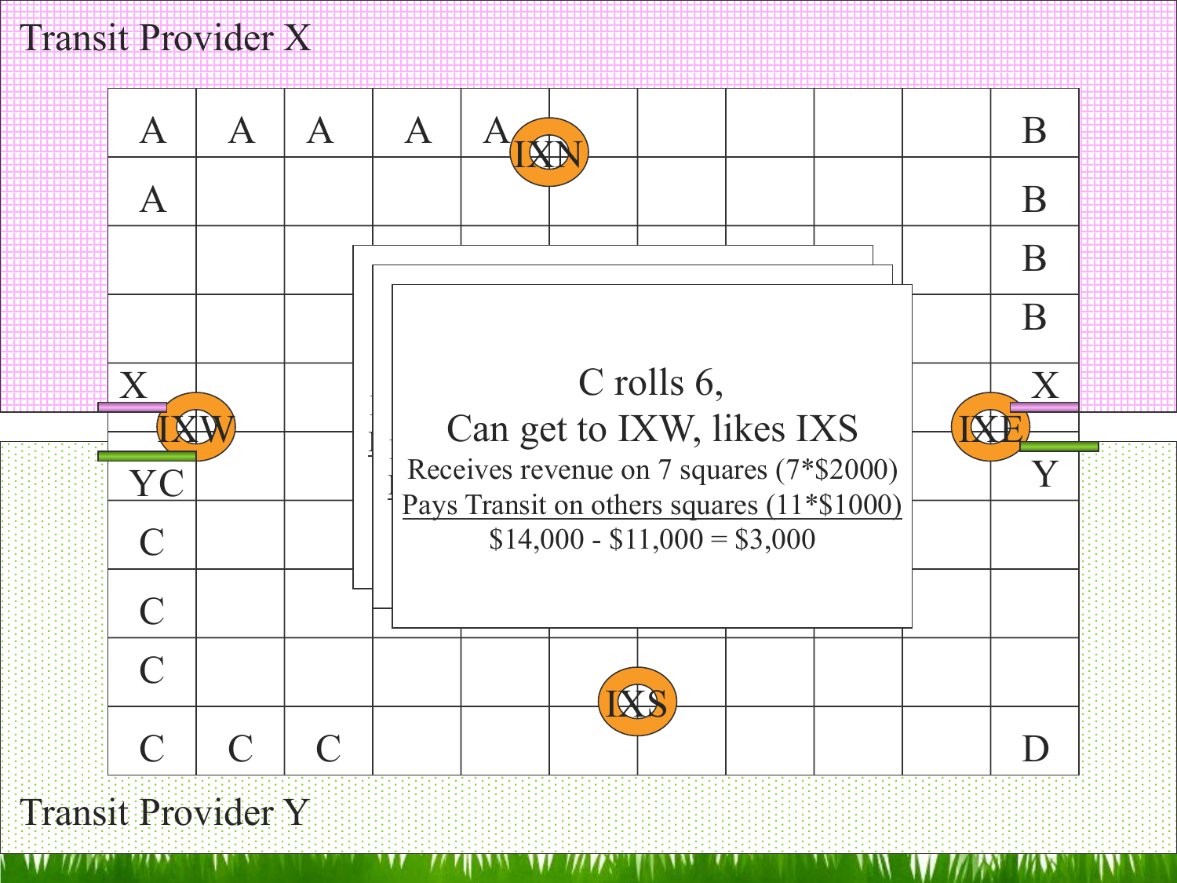Transit Provider X

C rolls 6,

Can get to IXW, likes IXS

Receives revenue on 7 squares (7*$2000)

Pays Transit on others squares (11*$1000)

$14,000 - $11,000 = $3,000

Transit Provider Y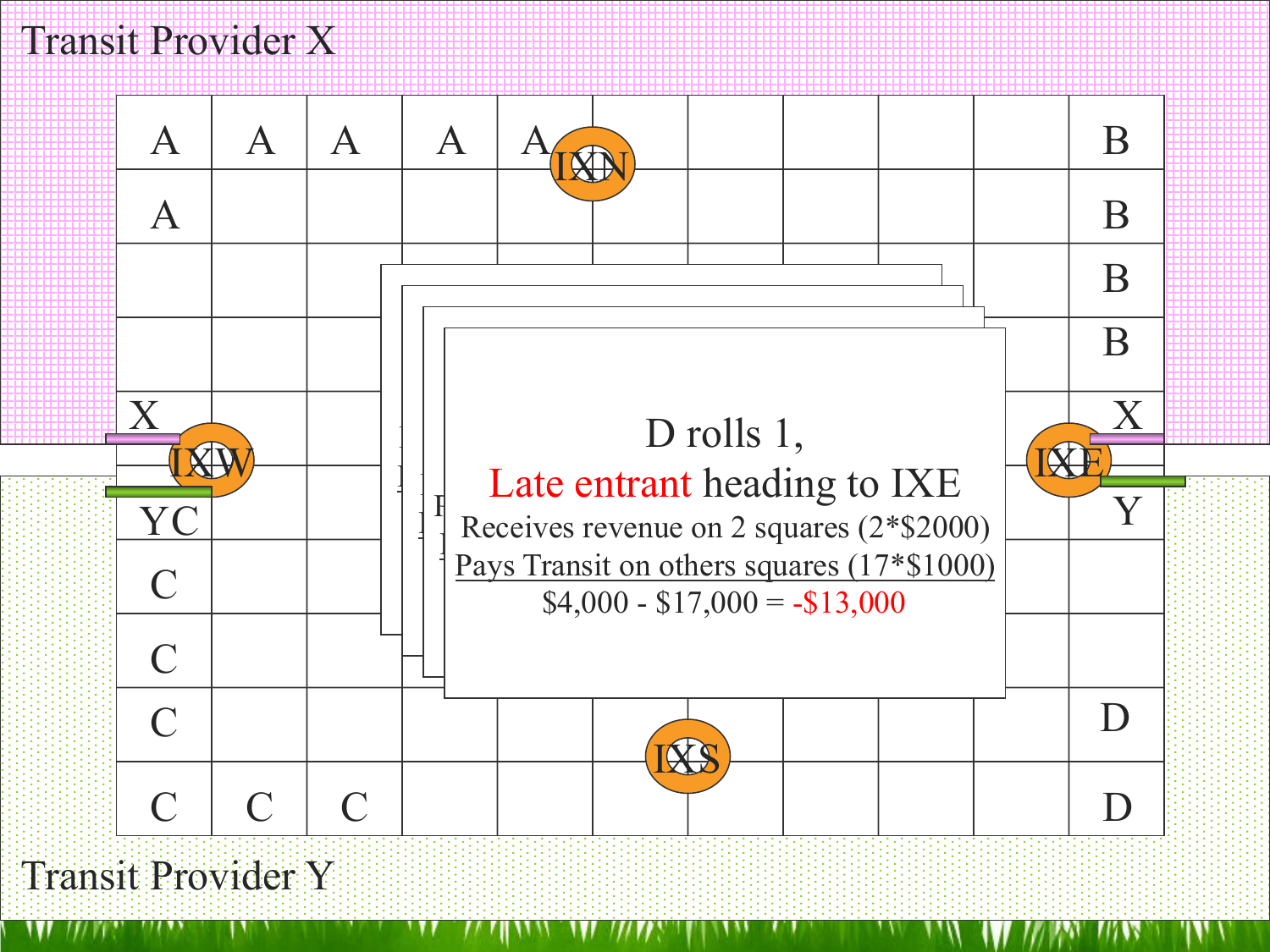Transit Provider X

| A | A | A | A | A | | | | | | B |
|---|---|---|---|---|---|---|---|---|---|---|
| A | | | | | | | | | | B |
| | | | | | | | | | | B |
| | | | | | | | | | | B |
| X | | | | | | | | | | X |
| YC | | | | | | | | | | Y |
| C | | | | | | | | | | |
| C | | | | | | | | | | |
| C | | | | | | | | | | D |
| C | C | C | | | | | | | | D |

IXN

IXW

IXE

IXS

D rolls 1,

Late entrant heading to IXE

Receives revenue on 2 squares (2*$2000)

Pays Transit on others squares (17*$1000)

$4,000 - $17,000 = -$13,000

Transit Provider Y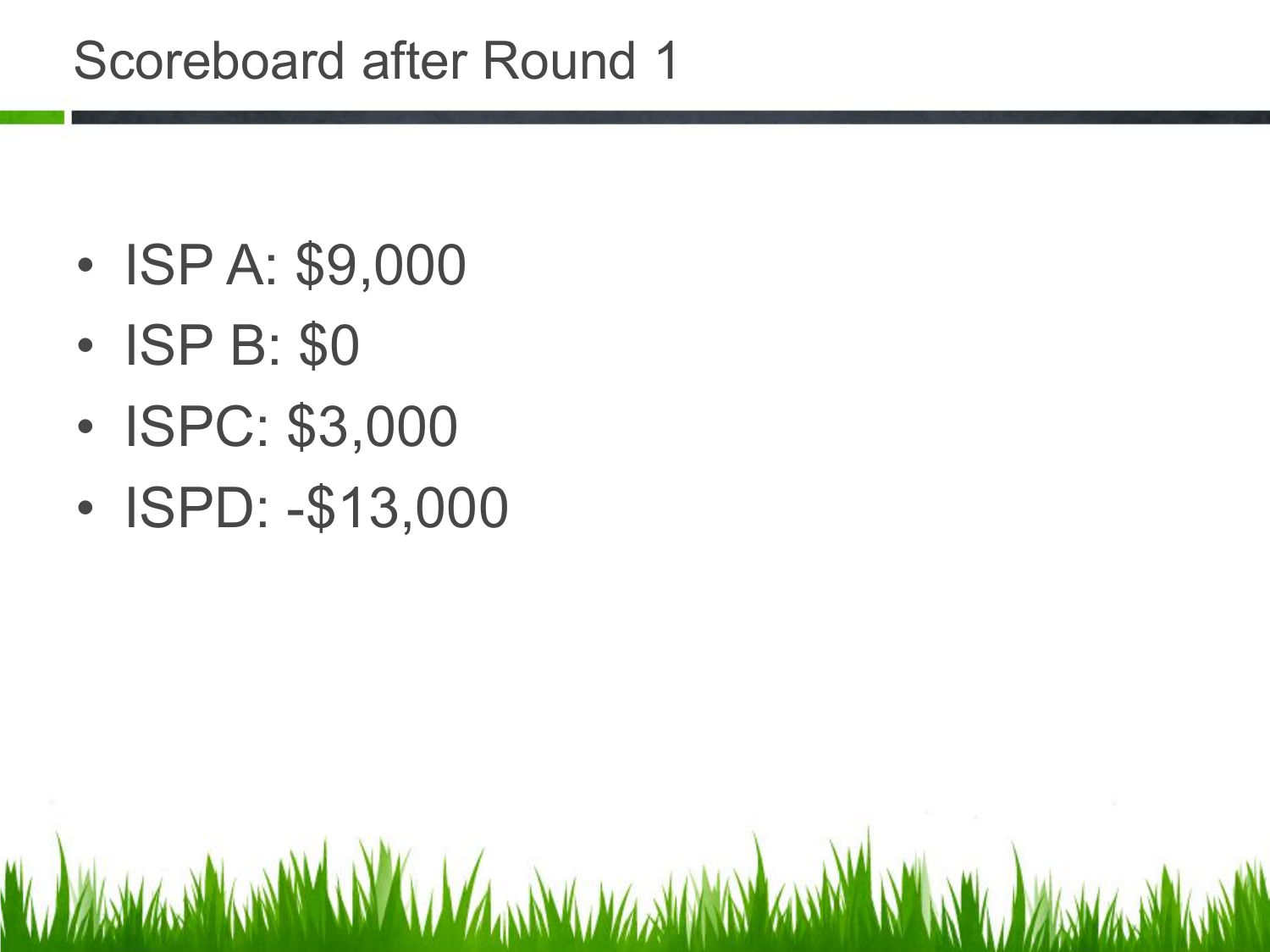# Scoreboard after Round 1

- ISP A: $9,000
- ISP B: $0
- ISPC: $3,000
- ISPD: -$13,000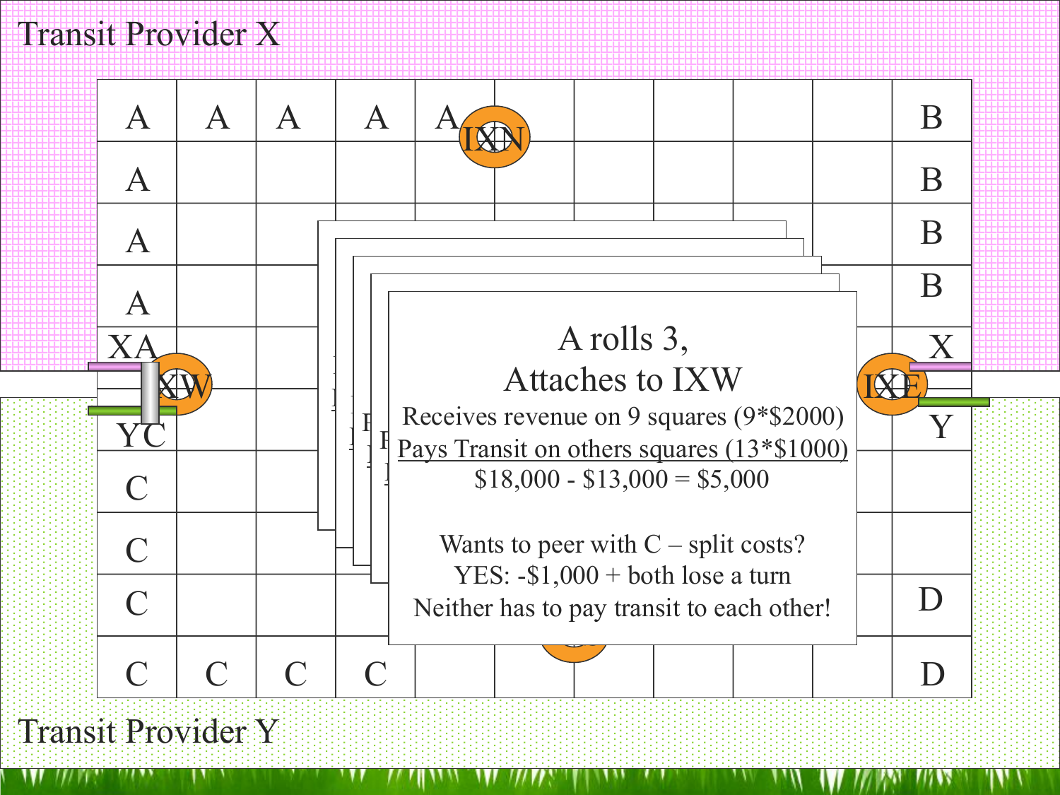Transit Provider X

| A | A | A | A | A | | | | | | B |
|---|---|---|---|---|---|---|---|---|---|---|
| A | | | | | | | | | | B |
| A | | | | | | | | | | B |
| A | | | | | | | | | | B |
| XA | | | | | | | | | | X |
| YC | | | | | | | | | | Y |
| C | | | | | | | | | | |
| C | | | | | | | | | | |
| C | | | | | | | | | | D |
| C | C | C | C | | | | | | | D |

IXN

IXW

IXE

A rolls 3,

Attaches to IXW

Receives revenue on 9 squares (9*$2000)

Pays Transit on others squares (13*$1000)

$18,000 - $13,000 = $5,000

Wants to peer with C – split costs?

YES: -$1,000 + both lose a turn

Neither has to pay transit to each other!

Transit Provider Y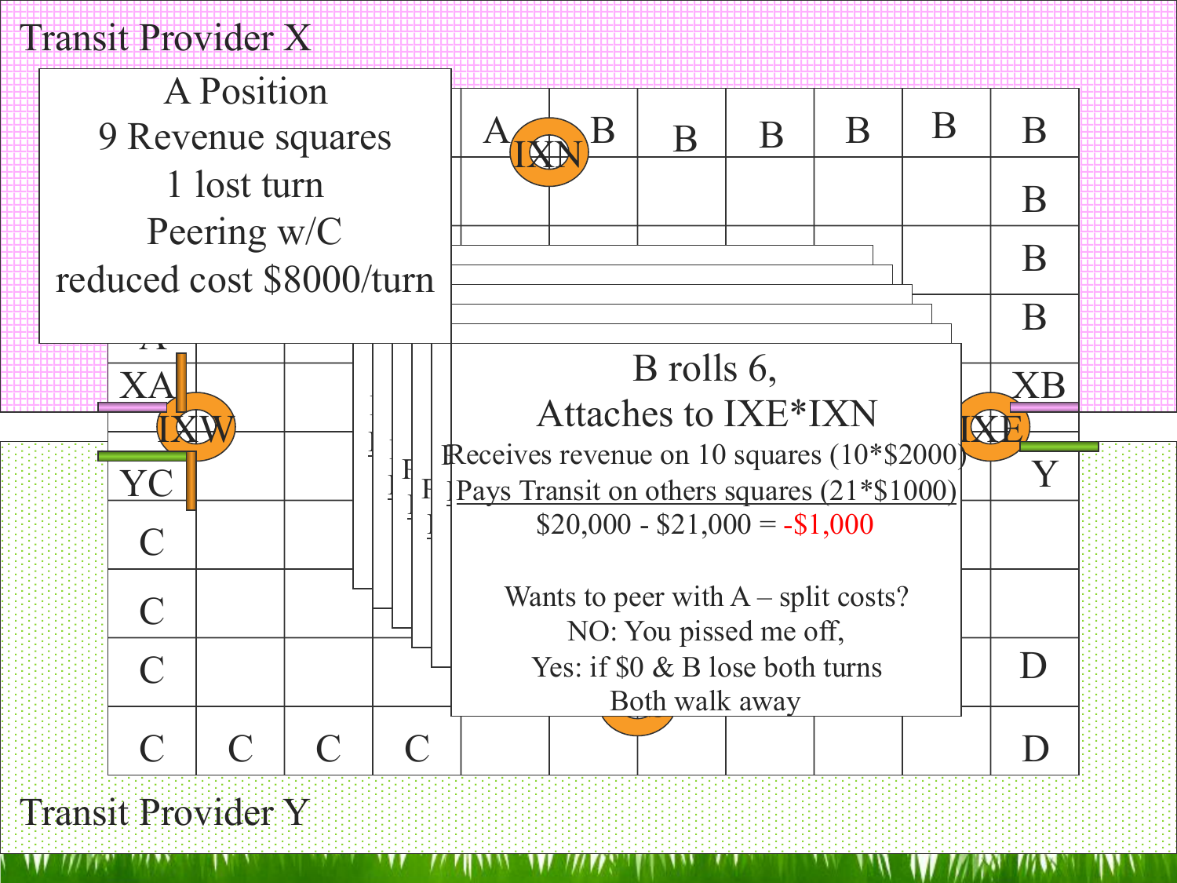Transit Provider X

A Position
9 Revenue squares
1 lost turn
Peering w/C
reduced cost $8000/turn

B rolls 6,
Attaches to IXE*IXN
Receives revenue on 10 squares (10*$2000)
Pays Transit on others squares (21*$1000)
$20,000 - $21,000 = -$1,000

Wants to peer with A – split costs?
NO: You pissed me off,
Yes: if $0 & B lose both turns
Both walk away

Transit Provider Y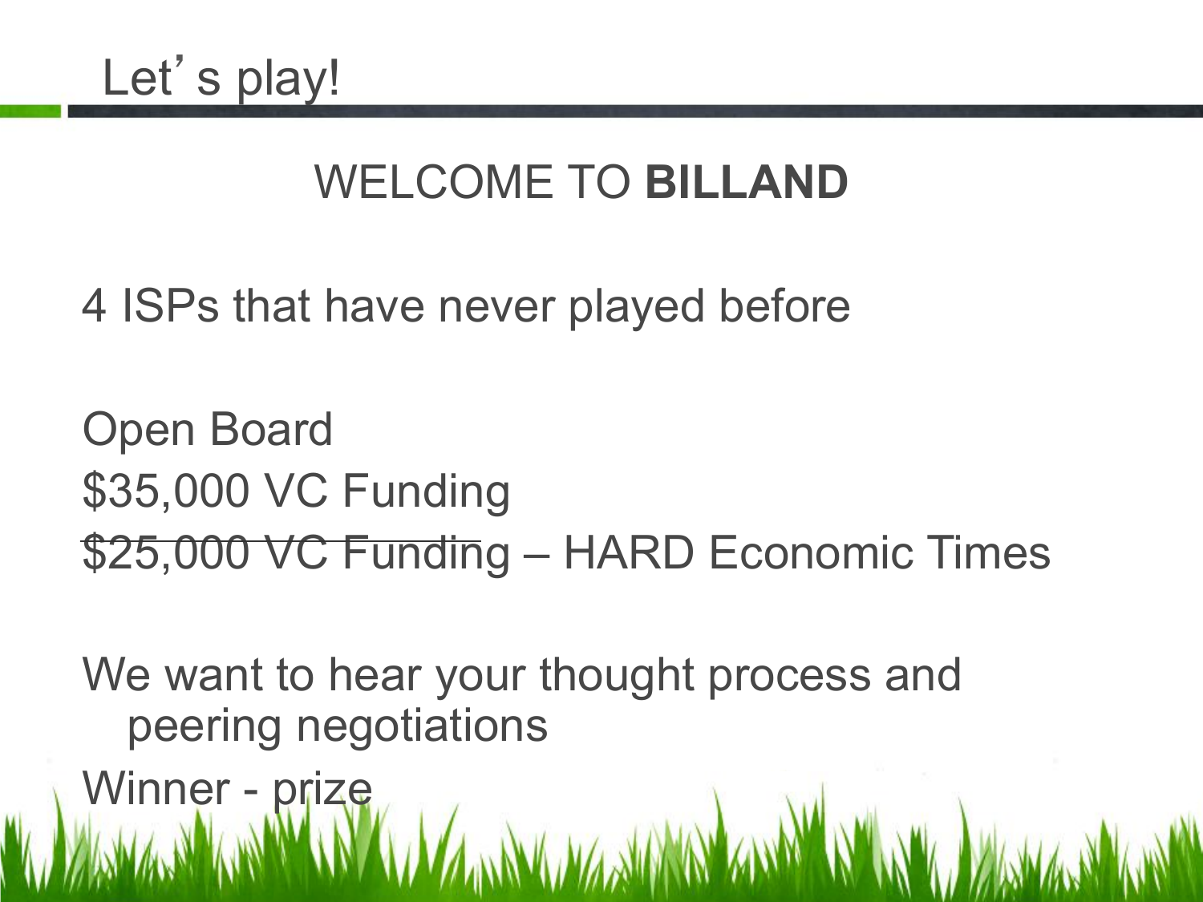# Let's play!

## WELCOME TO **BILLAND**

4 ISPs that have never played before

Open Board

$35,000 VC Funding

~~$25,000 VC Funding~~ – HARD Economic Times

We want to hear your thought process and peering negotiations

Winner - prize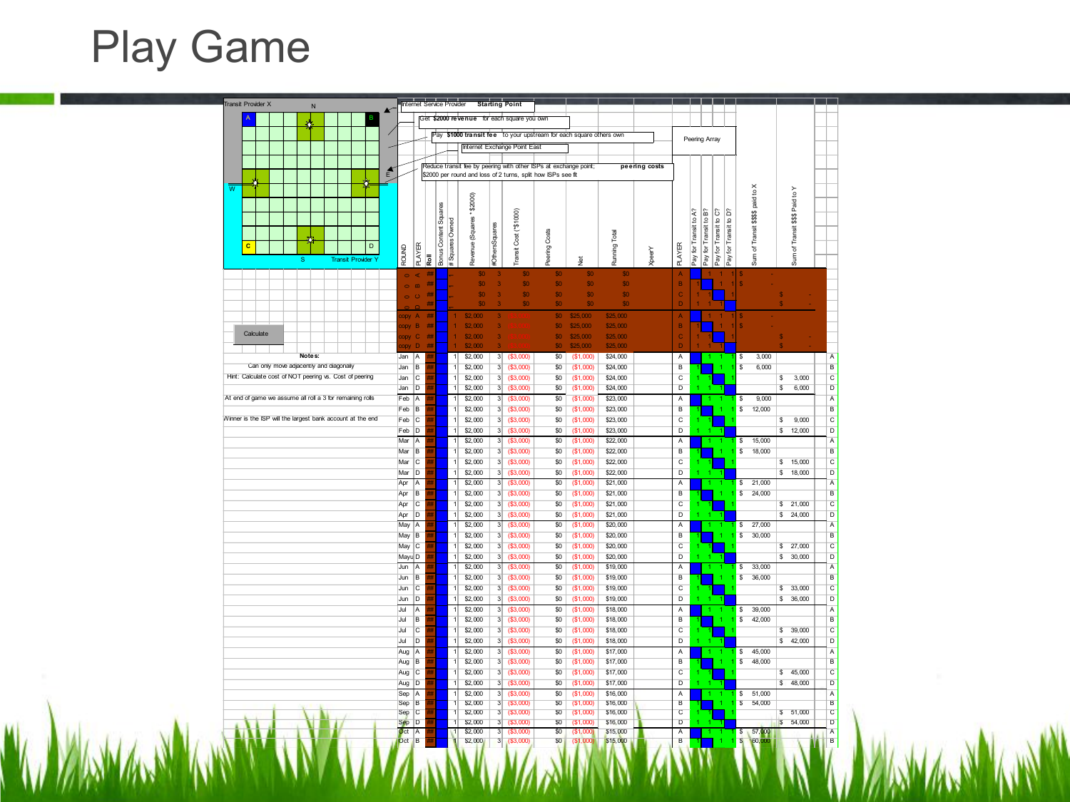# Play Game

Transit Provider X

N

A

B

E

W

C

D

S

Transit Provider Y

Internet Service Provider **Starting Point**

Get **$2000 revenue** for each square you own

Pay **$1000 transit fee** to your upstream for each square others own

Internet Exchange Point East

Reduce transit fee by peering with other ISPs at exchange point; **peering costs** $2000 per round and loss of 2 turns, split how ISPs see fit

Peering Array

Calculate

**Notes:**

Can only move adjacently and diagonally

Hint: Calculate cost of NOT peering vs. Cost of peering

At end of game we assume all roll a 3 for remaining rolls

Winner is the ISP will the largest bank account at the end

| ROUND | PLAYER | Roll | Bonus Content Squares | # Squares Owned | Revenue (Squares * $2000) | #OthersSquares | Transit Cost (-$1000) | Peering Costs | Net | Running Total | XpeerY | PLAYER | Pay for Transit to A? | Pay for Transit to B? | Pay for Transit to C? | Pay for Transit to D? | Sum of Transit $$$$ paid to X | Sum of Transit $$$ Paid to Y | |
|---|---|---|---|---|---|---|---|---|---|---|---|---|---|---|---|---|---|---|---|
| 0 | A | ## | | 1 | $0 | 3 | $0 | $0 | $0 | $0 | | A | | 1 | 1 | 1 | $ - | | |
| 0 | B | ## | | 1 | $0 | 3 | $0 | $0 | $0 | $0 | | B | 1 | | 1 | 1 | $ - | | |
| 0 | C | ## | | 1 | $0 | 3 | $0 | $0 | $0 | $0 | | C | 1 | 1 | | 1 | | $ - | |
| 0 | D | ## | | 1 | $0 | 3 | $0 | $0 | $0 | $0 | | D | 1 | 1 | 1 | | | $ - | |
| copy | A | ## | | 1 | $2,000 | 3 | | $0 | $25,000 | $25,000 | | A | | 1 | 1 | 1 | $ - | | |
| copy | B | ## | | 1 | $2,000 | 3 | | $0 | $25,000 | $25,000 | | B | 1 | | 1 | 1 | $ - | | |
| copy | C | ## | | 1 | $2,000 | 3 | | $0 | $25,000 | $25,000 | | C | 1 | 1 | | 1 | | $ - | |
| copy | D | ## | | 1 | $2,000 | 3 | | $0 | $25,000 | $25,000 | | D | 1 | 1 | 1 | | | $ - | |
| Jan | A | ## | | 1 | $2,000 | 3 | ($3,000) | $0 | ($1,000) | $24,000 | | A | | 1 | 1 | 1 | $ 3,000 | | A |
| Jan | B | ## | | 1 | $2,000 | 3 | ($3,000) | $0 | ($1,000) | $24,000 | | B | 1 | | 1 | 1 | $ 6,000 | | B |
| Jan | C | ## | | 1 | $2,000 | 3 | ($3,000) | $0 | ($1,000) | $24,000 | | C | 1 | 1 | | 1 | | $ 3,000 | C |
| Jan | D | ## | | 1 | $2,000 | 3 | ($3,000) | $0 | ($1,000) | $24,000 | | D | 1 | 1 | 1 | | | $ 6,000 | D |
| Feb | A | ## | | 1 | $2,000 | 3 | ($3,000) | $0 | ($1,000) | $23,000 | | A | | 1 | 1 | 1 | $ 9,000 | | A |
| Feb | B | ## | | 1 | $2,000 | 3 | ($3,000) | $0 | ($1,000) | $23,000 | | B | 1 | | 1 | 1 | $ 12,000 | | B |
| Feb | C | ## | | 1 | $2,000 | 3 | ($3,000) | $0 | ($1,000) | $23,000 | | C | 1 | 1 | | 1 | | $ 9,000 | C |
| Feb | D | ## | | 1 | $2,000 | 3 | ($3,000) | $0 | ($1,000) | $23,000 | | D | 1 | 1 | 1 | | | $ 12,000 | D |
| Mar | A | ## | | 1 | $2,000 | 3 | ($3,000) | $0 | ($1,000) | $22,000 | | A | | 1 | 1 | 1 | $ 15,000 | | A |
| Mar | B | ## | | 1 | $2,000 | 3 | ($3,000) | $0 | ($1,000) | $22,000 | | B | 1 | | 1 | 1 | $ 18,000 | | B |
| Mar | C | ## | | 1 | $2,000 | 3 | ($3,000) | $0 | ($1,000) | $22,000 | | C | 1 | 1 | | 1 | | $ 15,000 | C |
| Mar | D | ## | | 1 | $2,000 | 3 | ($3,000) | $0 | ($1,000) | $22,000 | | D | 1 | 1 | 1 | | | $ 18,000 | D |
| Apr | A | ## | | 1 | $2,000 | 3 | ($3,000) | $0 | ($1,000) | $21,000 | | A | | 1 | 1 | 1 | $ 21,000 | | A |
| Apr | B | ## | | 1 | $2,000 | 3 | ($3,000) | $0 | ($1,000) | $21,000 | | B | 1 | | 1 | 1 | $ 24,000 | | B |
| Apr | C | ## | | 1 | $2,000 | 3 | ($3,000) | $0 | ($1,000) | $21,000 | | C | 1 | 1 | | 1 | | $ 21,000 | C |
| Apr | D | ## | | 1 | $2,000 | 3 | ($3,000) | $0 | ($1,000) | $21,000 | | D | 1 | 1 | 1 | | | $ 24,000 | D |
| May | A | ## | | 1 | $2,000 | 3 | ($3,000) | $0 | ($1,000) | $20,000 | | A | | 1 | 1 | 1 | $ 27,000 | | A |
| May | B | ## | | 1 | $2,000 | 3 | ($3,000) | $0 | ($1,000) | $20,000 | | B | 1 | | 1 | 1 | $ 30,000 | | B |
| May | C | ## | | 1 | $2,000 | 3 | ($3,000) | $0 | ($1,000) | $20,000 | | C | 1 | 1 | | 1 | | $ 27,000 | C |
| Mayu | D | ## | | 1 | $2,000 | 3 | ($3,000) | $0 | ($1,000) | $20,000 | | D | 1 | 1 | 1 | | | $ 30,000 | D |
| Jun | A | ## | | 1 | $2,000 | 3 | ($3,000) | $0 | ($1,000) | $19,000 | | A | | 1 | 1 | 1 | $ 33,000 | | A |
| Jun | B | ## | | 1 | $2,000 | 3 | ($3,000) | $0 | ($1,000) | $19,000 | | B | 1 | | 1 | 1 | $ 36,000 | | B |
| Jun | C | ## | | 1 | $2,000 | 3 | ($3,000) | $0 | ($1,000) | $19,000 | | C | 1 | 1 | | 1 | | $ 33,000 | C |
| Jun | D | ## | | 1 | $2,000 | 3 | ($3,000) | $0 | ($1,000) | $19,000 | | D | 1 | 1 | 1 | | | $ 36,000 | D |
| Jul | A | ## | | 1 | $2,000 | 3 | ($3,000) | $0 | ($1,000) | $18,000 | | A | | 1 | 1 | 1 | $ 39,000 | | A |
| Jul | B | ## | | 1 | $2,000 | 3 | ($3,000) | $0 | ($1,000) | $18,000 | | B | 1 | | 1 | 1 | $ 42,000 | | B |
| Jul | C | ## | | 1 | $2,000 | 3 | ($3,000) | $0 | ($1,000) | $18,000 | | C | 1 | 1 | | 1 | | $ 39,000 | C |
| Jul | D | ## | | 1 | $2,000 | 3 | ($3,000) | $0 | ($1,000) | $18,000 | | D | 1 | 1 | 1 | | | $ 42,000 | D |
| Aug | A | ## | | 1 | $2,000 | 3 | ($3,000) | $0 | ($1,000) | $17,000 | | A | | 1 | 1 | 1 | $ 45,000 | | A |
| Aug | B | ## | | 1 | $2,000 | 3 | ($3,000) | $0 | ($1,000) | $17,000 | | B | 1 | | 1 | 1 | $ 48,000 | | B |
| Aug | C | ## | | 1 | $2,000 | 3 | ($3,000) | $0 | ($1,000) | $17,000 | | C | 1 | 1 | | 1 | | $ 45,000 | C |
| Aug | D | ## | | 1 | $2,000 | 3 | ($3,000) | $0 | ($1,000) | $17,000 | | D | 1 | 1 | 1 | | | $ 48,000 | D |
| Sep | A | ## | | 1 | $2,000 | 3 | ($3,000) | $0 | ($1,000) | $16,000 | | A | | 1 | 1 | 1 | $ 51,000 | | A |
| Sep | B | ## | | 1 | $2,000 | 3 | ($3,000) | $0 | ($1,000) | $16,000 | | B | 1 | | 1 | 1 | $ 54,000 | | B |
| Sep | C | ## | | 1 | $2,000 | 3 | ($3,000) | $0 | ($1,000) | $16,000 | | C | 1 | 1 | | 1 | | $ 51,000 | C |
| Sep | D | ## | | 1 | $2,000 | 3 | ($3,000) | $0 | ($1,000) | $16,000 | | D | 1 | 1 | 1 | | | $ 54,000 | D |
| Oct | A | ## | | 1 | $2,000 | 3 | ($3,000) | $0 | ($1,000) | $15,000 | | A | | 1 | 1 | 1 | $ 57,000 | | A |
| Oct | B | ## | | 1 | $2,000 | 3 | ($3,000) | $0 | ($1,000) | $15,000 | | B | 1 | | 1 | 1 | $ 60,000 | | B |